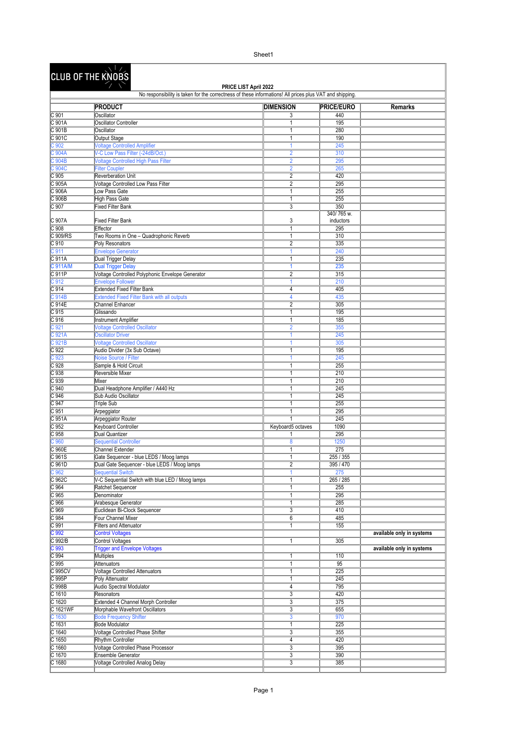CLUB OF THE KNOBS

**PRICE LIST April 2022**

No responsibility is taken for the correctness of these informations! All prices plus VAT and shipping.

| | PRODUCT | DIMENSION | PRICE/EURO | Remarks |
|---|---|---|---|---|
| C 901 | Oscillator | 3 | 440 | |
| C 901A | Oscillator Controller | 1 | 195 | |
| C 901B | Oscillator | 1 | 280 | |
| C 901C | Output Stage | 1 | 190 | |
| C 902 | Voltage Controlled Amplifier | 1 | 245 | |
| C 904A | V-C Low Pass Filter (-24dB/Oct.) | 2 | 310 | |
| C 904B | Voltage Controlled High Pass Filter | 2 | 295 | |
| C 904C | Filter Coupler | 2 | 265 | |
| C 905 | Reverberation Unit | 2 | 420 | |
| C 905A | Voltage Controlled Low Pass Filter | 2 | 295 | |
| C 906A | Low Pass Gate | 1 | 255 | |
| C 906B | High Pass Gate | 1 | 255 | |
| C 907 | Fixed Filter Bank | 3 | 350 | |
| C 907A | Fixed Filter Bank | 3 | 340/ 765 w. inductors | |
| C 908 | Effector | 1 | 295 | |
| C 909/RS | Two Rooms in One – Quadrophonic Reverb | 1 | 310 | |
| C 910 | Poly Resonators | 2 | 335 | |
| C 911 | Envelope Generator | 1 | 240 | |
| C 911A | Dual Trigger Delay | 1 | 235 | |
| C 911A/M | Dual Trigger Delay | 1 | 235 | |
| C 911P | Voltage Controlled Polyphonic Envelope Generator | 2 | 315 | |
| C 912 | Envelope Follower | 1 | 210 | |
| C 914 | Extended Fixed Filter Bank | 4 | 405 | |
| C 914B | Extended Fixed Filter Bank with all outputs | 4 | 435 | |
| C 914E | Channel Enhancer | 2 | 305 | |
| C 915 | Glissando | 1 | 195 | |
| C 916 | Instrument Amplifier | 1 | 185 | |
| C 921 | Voltage Controlled Oscillator | 2 | 355 | |
| C 921A | Oscillator Driver | 1 | 245 | |
| C 921B | Voltage Controlled Oscillator | 1 | 305 | |
| C 922 | Audio Divider (3x Sub Octave) | 1 | 195 | |
| C 923 | Noise Source / Filter | 1 | 245 | |
| C 928 | Sample & Hold Circuit | 1 | 255 | |
| C 938 | Reversible Mixer | 1 | 210 | |
| C 939 | Mixer | 1 | 210 | |
| C 940 | Dual Headphone Amplifier / A440 Hz | 1 | 245 | |
| C 946 | Sub Audio Oscillator | 1 | 245 | |
| C 947 | Triple Sub | 1 | 255 | |
| C 951 | Arpeggiator | 1 | 295 | |
| C 951A | Arpeggiator Router | 1 | 245 | |
| C 952 | Keyboard Controller | Keyboard5 octaves | 1090 | |
| C 958 | Dual Quantizer | 1 | 295 | |
| C 960 | Sequential Controller | 8 | 1250 | |
| C 960E | Channel Extender | 1 | 275 | |
| C 961S | Gate Sequencer - blue LEDS / Moog lamps | 1 | 255 / 355 | |
| C 961D | Dual Gate Sequencer - blue LEDS / Moog lamps | 2 | 395 / 470 | |
| C 962 | Sequential Switch | 1 | 275 | |
| C 962C | V-C Sequential Switch with blue LED / Moog lamps | 1 | 265 / 285 | |
| C 964 | Ratchet Sequencer | 1 | 255 | |
| C 965 | Denominator | 1 | 295 | |
| C 966 | Arabesque Generator | 1 | 285 | |
| C 969 | Euclidean Bi-Clock Sequencer | 3 | 410 | |
| C 984 | Four Channel Mixer | 6 | 485 | |
| C 991 | Filters and Attenuator | 1 | 155 | |
| C 992 | Control Voltages | | | **available only in systems** |
| C 992/B | Control Voltages | 1 | 305 | |
| C 993 | Trigger and Envelope Voltages | | | **available only in systems** |
| C 994 | Multiples | 1 | 110 | |
| C 995 | Attenuators | 1 | 95 | |
| C 995CV | Voltage Controlled Attenuators | 1 | 225 | |
| C 995P | Poly Attenuator | 1 | 245 | |
| C 998B | Audio Spectral Modulator | 4 | 795 | |
| C 1610 | Resonators | 3 | 420 | |
| C 1620 | Extended 4 Channel Morph Controller | 3 | 375 | |
| C 1621WF | Morphable Wavefront Oscillators | 3 | 655 | |
| C 1630 | Bode Frequency Shifter | 3 | 970 | |
| C 1631 | Bode Modulator | 1 | 225 | |
| C 1640 | Voltage Controlled Phase Shifter | 3 | 355 | |
| C 1650 | Rhythm Controller | 4 | 420 | |
| C 1660 | Voltage Controlled Phase Processor | 3 | 395 | |
| C 1670 | Ensemble Generator | 3 | 390 | |
| C 1680 | Voltage Controlled Analog Delay | 3 | 385 | |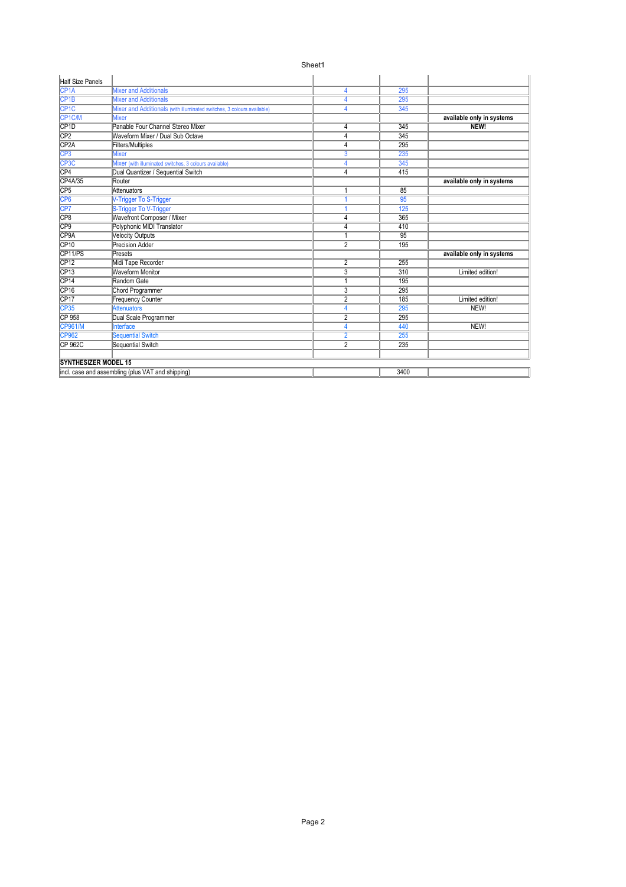| Half Size Panels | | | | |
|---|---|---|---|---|
| CP1A | Mixer and Additionals | 4 | 295 | |
| CP1B | Mixer and Additionals | 4 | 295 | |
| CP1C | Mixer and Additionals (with illuminated switches, 3 colours available) | 4 | 345 | |
| CP1C/M | Mixer | | | **available only in systems** |
| CP1D | Panable Four Channel Stereo Mixer | 4 | 345 | **NEW!** |
| CP2 | Waveform Mixer / Dual Sub Octave | 4 | 345 | |
| CP2A | Filters/Multiples | 4 | 295 | |
| CP3 | Mixer | 3 | 235 | |
| CP3C | Mixer (with illuminated switches, 3 colours available) | 4 | 345 | |
| CP4 | Dual Quantizer / Sequential Switch | 4 | 415 | |
| CP4A/35 | Router | | | **available only in systems** |
| CP5 | Attenuators | 1 | 85 | |
| CP6 | V-Trigger To S-Trigger | 1 | 95 | |
| CP7 | S-Trigger To V-Trigger | 1 | 125 | |
| CP8 | Wavefront Composer / Mixer | 4 | 365 | |
| CP9 | Polyphonic MIDI Translator | 4 | 410 | |
| CP9A | Velocity Outputs | 1 | 95 | |
| CP10 | Precision Adder | 2 | 195 | |
| CP11/PS | Presets | | | **available only in systems** |
| CP12 | Midi Tape Recorder | 2 | 255 | |
| CP13 | Waveform Monitor | 3 | 310 | Limited edition! |
| CP14 | Random Gate | 1 | 195 | |
| CP16 | Chord Programmer | 3 | 295 | |
| CP17 | Frequency Counter | 2 | 185 | Limited edition! |
| CP35 | Attenuators | 4 | 295 | NEW! |
| CP 958 | Dual Scale Programmer | 2 | 295 | |
| CP961/M | Interface | 4 | 440 | NEW! |
| CP962 | Sequential Switch | 2 | 255 | |
| CP 962C | Sequential Switch | 2 | 235 | |
| | | | | |
| **SYNTHESIZER MODEL 15** | | | | |
| incl. case and assembling (plus VAT and shipping) | | | 3400 | |